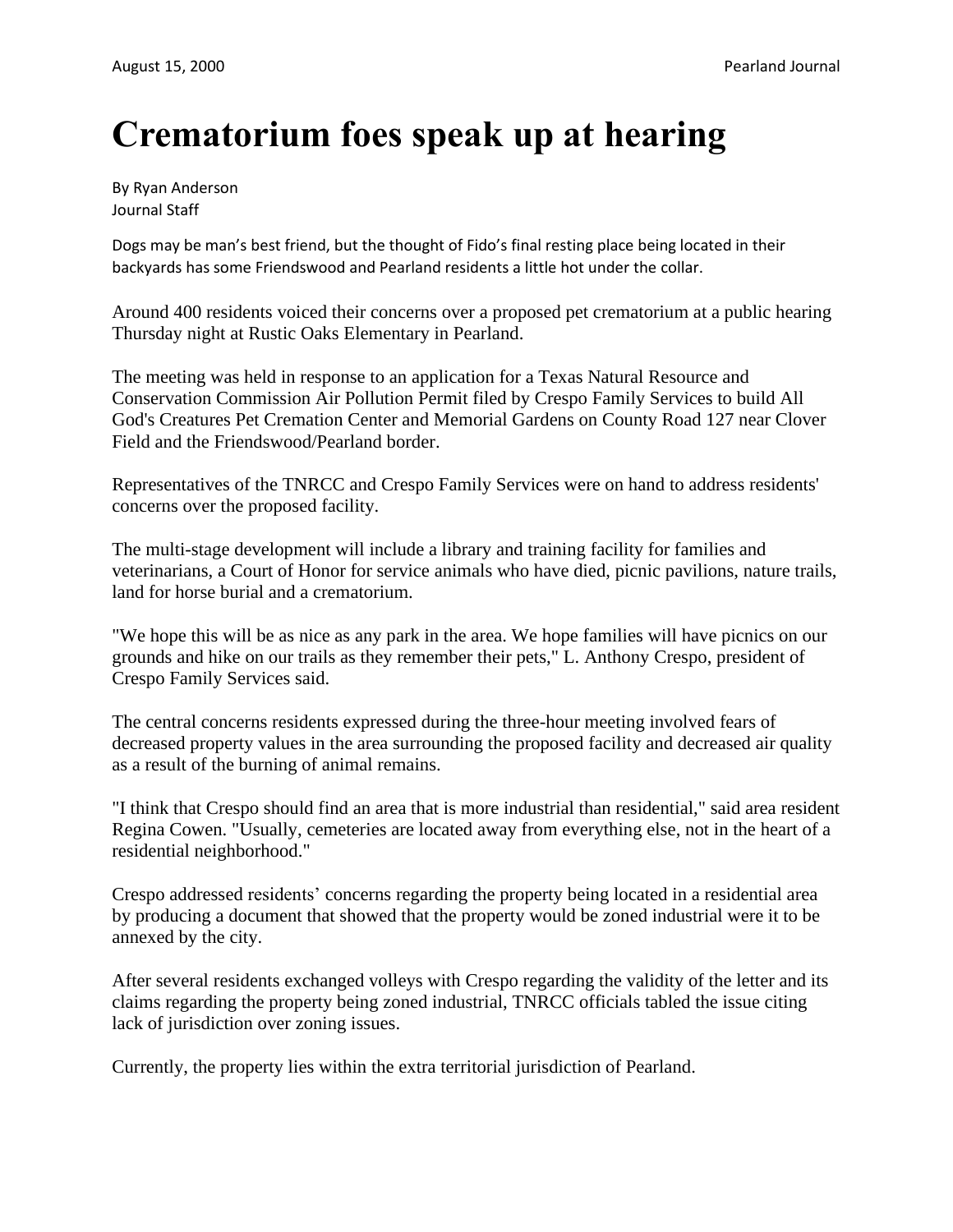# Crematorium foes speak up at hearing

By Ryan Anderson
Journal Staff

Dogs may be man's best friend, but the thought of Fido's final resting place being located in their backyards has some Friendswood and Pearland residents a little hot under the collar.

Around 400 residents voiced their concerns over a proposed pet crematorium at a public hearing Thursday night at Rustic Oaks Elementary in Pearland.

The meeting was held in response to an application for a Texas Natural Resource and Conservation Commission Air Pollution Permit filed by Crespo Family Services to build All God's Creatures Pet Cremation Center and Memorial Gardens on County Road 127 near Clover Field and the Friendswood/Pearland border.

Representatives of the TNRCC and Crespo Family Services were on hand to address residents' concerns over the proposed facility.

The multi-stage development will include a library and training facility for families and veterinarians, a Court of Honor for service animals who have died, picnic pavilions, nature trails, land for horse burial and a crematorium.

"We hope this will be as nice as any park in the area. We hope families will have picnics on our grounds and hike on our trails as they remember their pets," L. Anthony Crespo, president of Crespo Family Services said.

The central concerns residents expressed during the three-hour meeting involved fears of decreased property values in the area surrounding the proposed facility and decreased air quality as a result of the burning of animal remains.

"I think that Crespo should find an area that is more industrial than residential," said area resident Regina Cowen. "Usually, cemeteries are located away from everything else, not in the heart of a residential neighborhood."

Crespo addressed residents' concerns regarding the property being located in a residential area by producing a document that showed that the property would be zoned industrial were it to be annexed by the city.

After several residents exchanged volleys with Crespo regarding the validity of the letter and its claims regarding the property being zoned industrial, TNRCC officials tabled the issue citing lack of jurisdiction over zoning issues.

Currently, the property lies within the extra territorial jurisdiction of Pearland.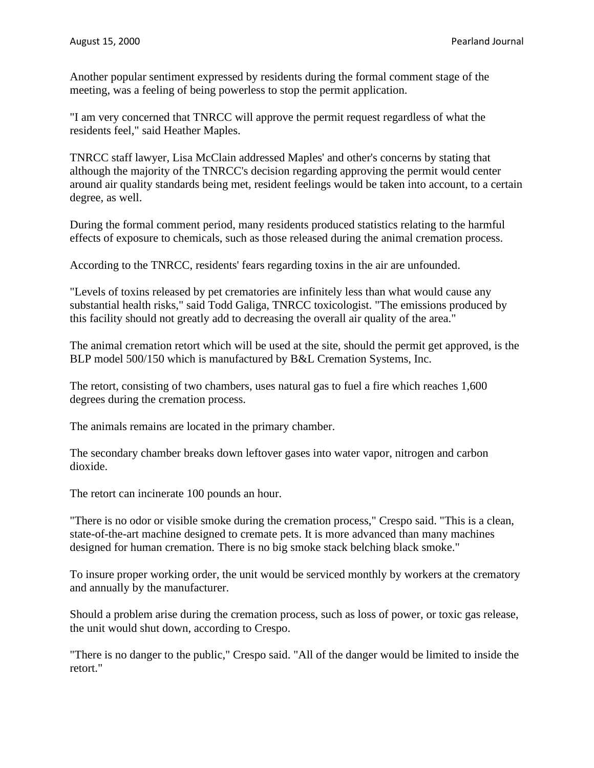Another popular sentiment expressed by residents during the formal comment stage of the meeting, was a feeling of being powerless to stop the permit application.

"I am very concerned that TNRCC will approve the permit request regardless of what the residents feel," said Heather Maples.

TNRCC staff lawyer, Lisa McClain addressed Maples' and other's concerns by stating that although the majority of the TNRCC's decision regarding approving the permit would center around air quality standards being met, resident feelings would be taken into account, to a certain degree, as well.

During the formal comment period, many residents produced statistics relating to the harmful effects of exposure to chemicals, such as those released during the animal cremation process.

According to the TNRCC, residents' fears regarding toxins in the air are unfounded.

"Levels of toxins released by pet crematories are infinitely less than what would cause any substantial health risks," said Todd Galiga, TNRCC toxicologist. "The emissions produced by this facility should not greatly add to decreasing the overall air quality of the area."

The animal cremation retort which will be used at the site, should the permit get approved, is the BLP model 500/150 which is manufactured by B&L Cremation Systems, Inc.

The retort, consisting of two chambers, uses natural gas to fuel a fire which reaches 1,600 degrees during the cremation process.

The animals remains are located in the primary chamber.

The secondary chamber breaks down leftover gases into water vapor, nitrogen and carbon dioxide.

The retort can incinerate 100 pounds an hour.

"There is no odor or visible smoke during the cremation process," Crespo said. "This is a clean, state-of-the-art machine designed to cremate pets. It is more advanced than many machines designed for human cremation. There is no big smoke stack belching black smoke."

To insure proper working order, the unit would be serviced monthly by workers at the crematory and annually by the manufacturer.

Should a problem arise during the cremation process, such as loss of power, or toxic gas release, the unit would shut down, according to Crespo.

"There is no danger to the public," Crespo said. "All of the danger would be limited to inside the retort."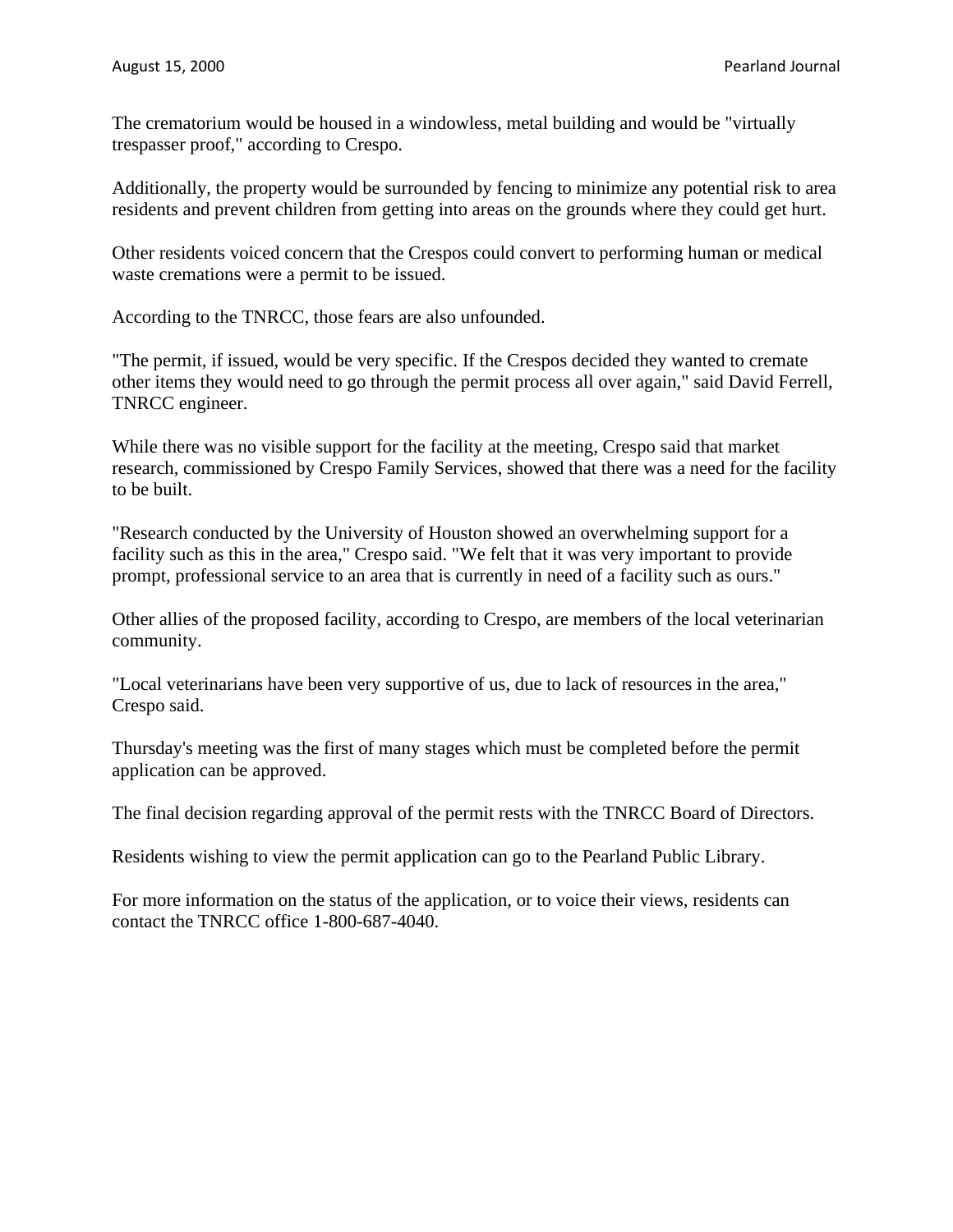The crematorium would be housed in a windowless, metal building and would be "virtually trespasser proof," according to Crespo.

Additionally, the property would be surrounded by fencing to minimize any potential risk to area residents and prevent children from getting into areas on the grounds where they could get hurt.

Other residents voiced concern that the Crespos could convert to performing human or medical waste cremations were a permit to be issued.

According to the TNRCC, those fears are also unfounded.

"The permit, if issued, would be very specific. If the Crespos decided they wanted to cremate other items they would need to go through the permit process all over again," said David Ferrell, TNRCC engineer.

While there was no visible support for the facility at the meeting, Crespo said that market research, commissioned by Crespo Family Services, showed that there was a need for the facility to be built.

"Research conducted by the University of Houston showed an overwhelming support for a facility such as this in the area," Crespo said. "We felt that it was very important to provide prompt, professional service to an area that is currently in need of a facility such as ours."

Other allies of the proposed facility, according to Crespo, are members of the local veterinarian community.

"Local veterinarians have been very supportive of us, due to lack of resources in the area," Crespo said.

Thursday's meeting was the first of many stages which must be completed before the permit application can be approved.

The final decision regarding approval of the permit rests with the TNRCC Board of Directors.

Residents wishing to view the permit application can go to the Pearland Public Library.

For more information on the status of the application, or to voice their views, residents can contact the TNRCC office 1-800-687-4040.